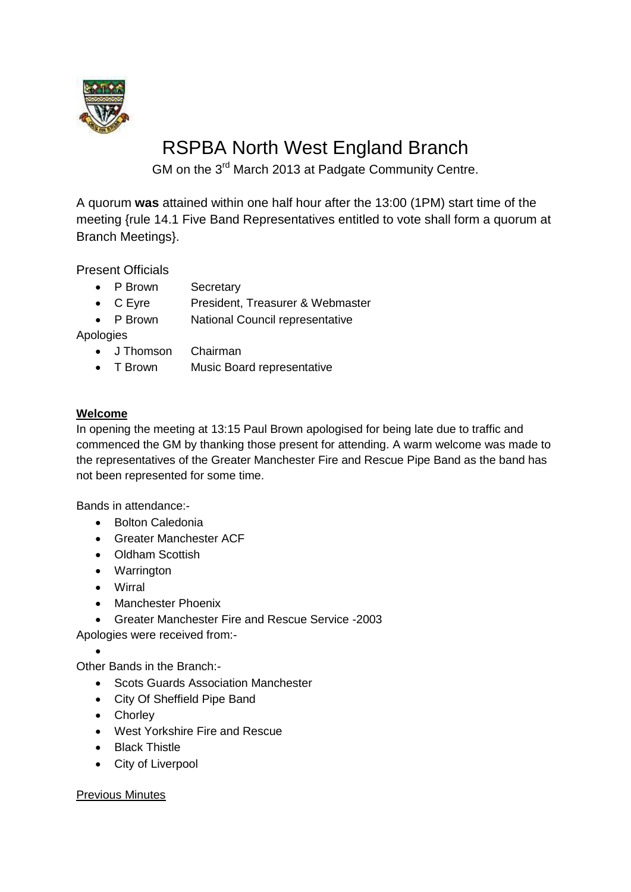# RSPBA North West England Branch

GM on the 3rd March 2013 at Padgate Community Centre.

A quorum **was** attained within one half hour after the 13:00 (1PM) start time of the meeting {rule 14.1 Five Band Representatives entitled to vote shall form a quorum at Branch Meetings}.

Present Officials

- P Brown Secretary
- C Eyre President, Treasurer & Webmaster
- P Brown National Council representative

Apologies

- J Thomson Chairman
- T Brown Music Board representative

**Welcome**

In opening the meeting at 13:15 Paul Brown apologised for being late due to traffic and commenced the GM by thanking those present for attending. A warm welcome was made to the representatives of the Greater Manchester Fire and Rescue Pipe Band as the band has not been represented for some time.

Bands in attendance:-

- Bolton Caledonia
- Greater Manchester ACF
- Oldham Scottish
- Warrington
- Wirral
- Manchester Phoenix
- Greater Manchester Fire and Rescue Service -2003

Apologies were received from:-

-

Other Bands in the Branch:-

- Scots Guards Association Manchester
- City Of Sheffield Pipe Band
- Chorley
- West Yorkshire Fire and Rescue
- Black Thistle
- City of Liverpool

Previous Minutes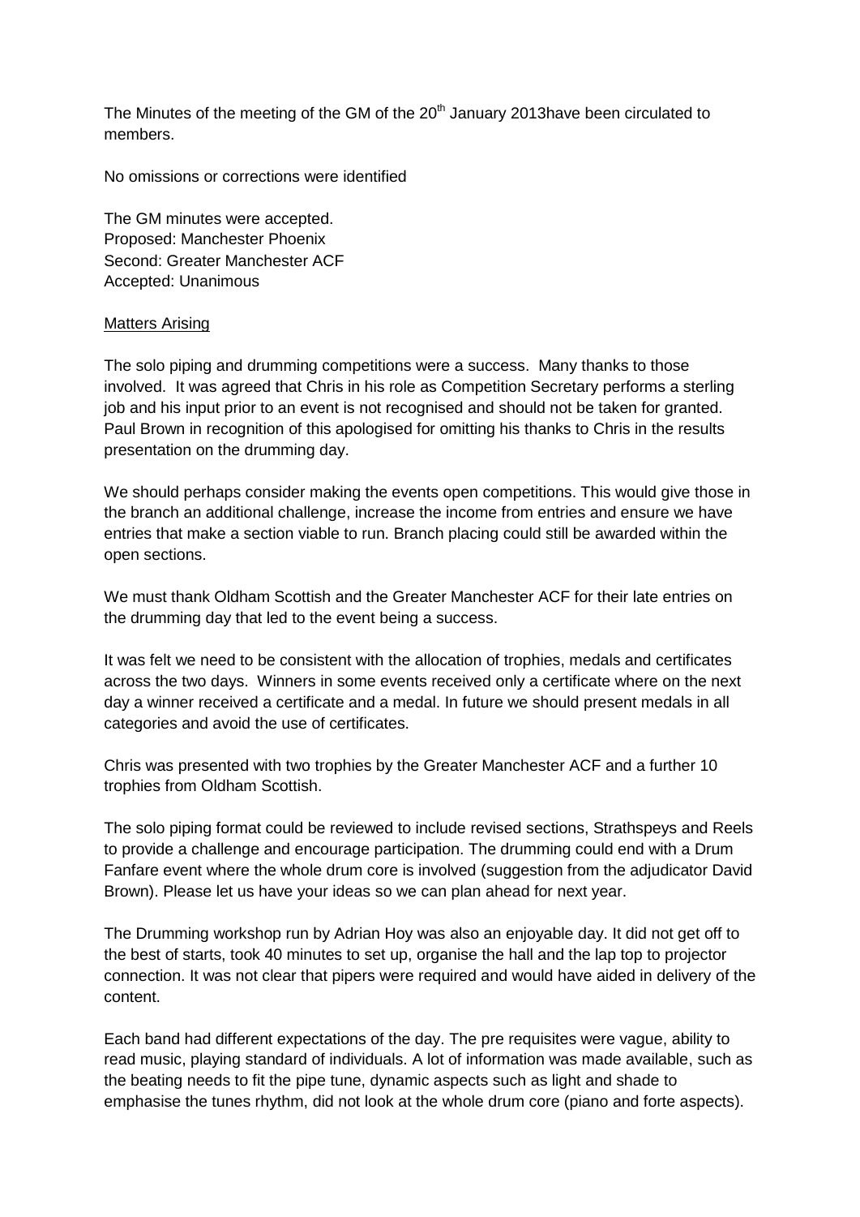The Minutes of the meeting of the GM of the 20th January 2013have been circulated to members.

No omissions or corrections were identified

The GM minutes were accepted.
Proposed: Manchester Phoenix
Second: Greater Manchester ACF
Accepted: Unanimous

Matters Arising

The solo piping and drumming competitions were a success. Many thanks to those involved. It was agreed that Chris in his role as Competition Secretary performs a sterling job and his input prior to an event is not recognised and should not be taken for granted. Paul Brown in recognition of this apologised for omitting his thanks to Chris in the results presentation on the drumming day.

We should perhaps consider making the events open competitions. This would give those in the branch an additional challenge, increase the income from entries and ensure we have entries that make a section viable to run. Branch placing could still be awarded within the open sections.

We must thank Oldham Scottish and the Greater Manchester ACF for their late entries on the drumming day that led to the event being a success.

It was felt we need to be consistent with the allocation of trophies, medals and certificates across the two days. Winners in some events received only a certificate where on the next day a winner received a certificate and a medal. In future we should present medals in all categories and avoid the use of certificates.

Chris was presented with two trophies by the Greater Manchester ACF and a further 10 trophies from Oldham Scottish.

The solo piping format could be reviewed to include revised sections, Strathspeys and Reels to provide a challenge and encourage participation. The drumming could end with a Drum Fanfare event where the whole drum core is involved (suggestion from the adjudicator David Brown). Please let us have your ideas so we can plan ahead for next year.

The Drumming workshop run by Adrian Hoy was also an enjoyable day. It did not get off to the best of starts, took 40 minutes to set up, organise the hall and the lap top to projector connection. It was not clear that pipers were required and would have aided in delivery of the content.

Each band had different expectations of the day. The pre requisites were vague, ability to read music, playing standard of individuals. A lot of information was made available, such as the beating needs to fit the pipe tune, dynamic aspects such as light and shade to emphasise the tunes rhythm, did not look at the whole drum core (piano and forte aspects).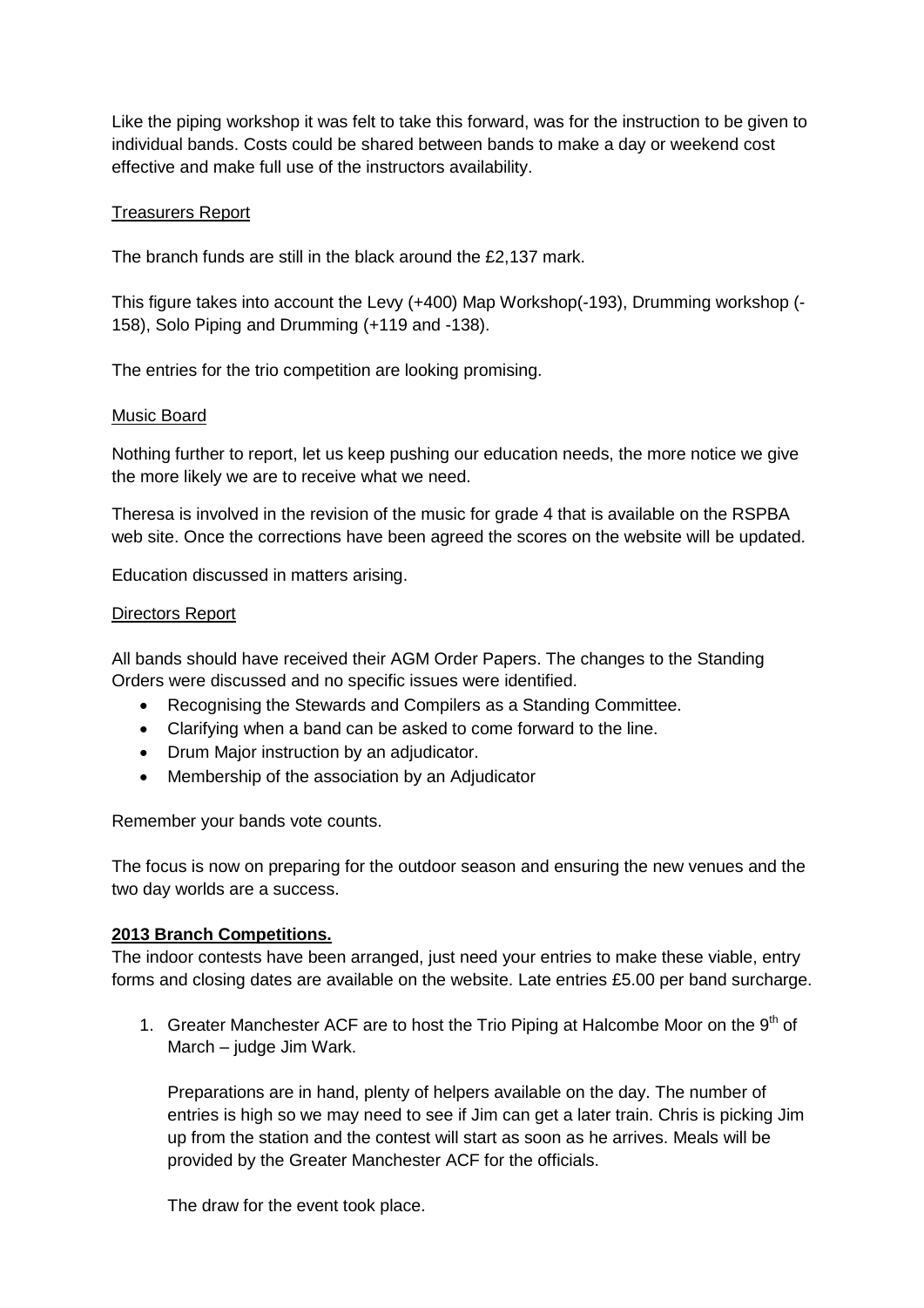Like the piping workshop it was felt to take this forward, was for the instruction to be given to individual bands. Costs could be shared between bands to make a day or weekend cost effective and make full use of the instructors availability.

Treasurers Report

The branch funds are still in the black around the £2,137 mark.

This figure takes into account the Levy (+400) Map Workshop(-193), Drumming workshop (-158), Solo Piping and Drumming (+119 and -138).

The entries for the trio competition are looking promising.

Music Board

Nothing further to report, let us keep pushing our education needs, the more notice we give the more likely we are to receive what we need.

Theresa is involved in the revision of the music for grade 4 that is available on the RSPBA web site. Once the corrections have been agreed the scores on the website will be updated.

Education discussed in matters arising.

Directors Report

All bands should have received their AGM Order Papers. The changes to the Standing Orders were discussed and no specific issues were identified.

- Recognising the Stewards and Compilers as a Standing Committee.
- Clarifying when a band can be asked to come forward to the line.
- Drum Major instruction by an adjudicator.
- Membership of the association by an Adjudicator

Remember your bands vote counts.

The focus is now on preparing for the outdoor season and ensuring the new venues and the two day worlds are a success.

**2013 Branch Competitions.**

The indoor contests have been arranged, just need your entries to make these viable, entry forms and closing dates are available on the website. Late entries £5.00 per band surcharge.

1. Greater Manchester ACF are to host the Trio Piping at Halcombe Moor on the 9th of March – judge Jim Wark.

   Preparations are in hand, plenty of helpers available on the day. The number of entries is high so we may need to see if Jim can get a later train. Chris is picking Jim up from the station and the contest will start as soon as he arrives. Meals will be provided by the Greater Manchester ACF for the officials.

   The draw for the event took place.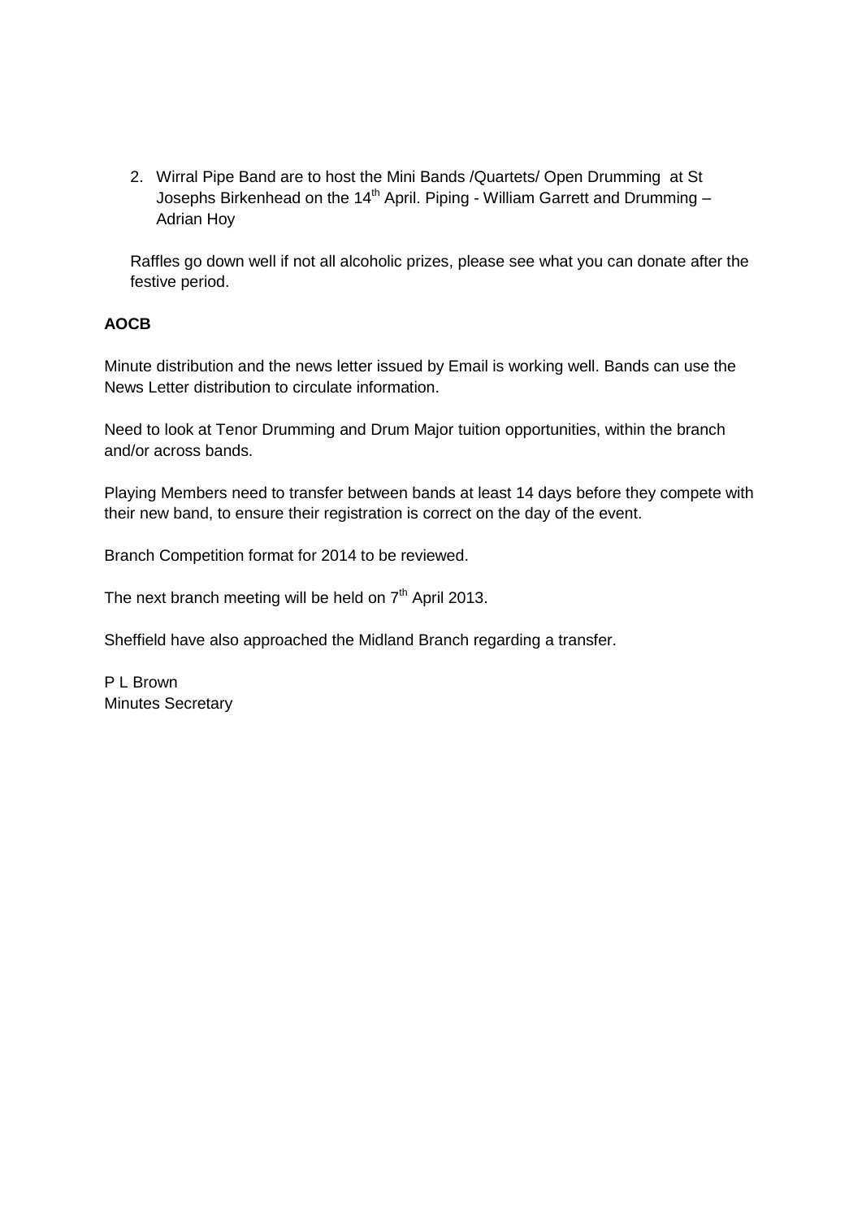2. Wirral Pipe Band are to host the Mini Bands /Quartets/ Open Drumming at St Josephs Birkenhead on the 14th April. Piping - William Garrett and Drumming – Adrian Hoy

Raffles go down well if not all alcoholic prizes, please see what you can donate after the festive period.

**AOCB**

Minute distribution and the news letter issued by Email is working well. Bands can use the News Letter distribution to circulate information.

Need to look at Tenor Drumming and Drum Major tuition opportunities, within the branch and/or across bands.

Playing Members need to transfer between bands at least 14 days before they compete with their new band, to ensure their registration is correct on the day of the event.

Branch Competition format for 2014 to be reviewed.

The next branch meeting will be held on 7th April 2013.

Sheffield have also approached the Midland Branch regarding a transfer.

P L Brown
Minutes Secretary